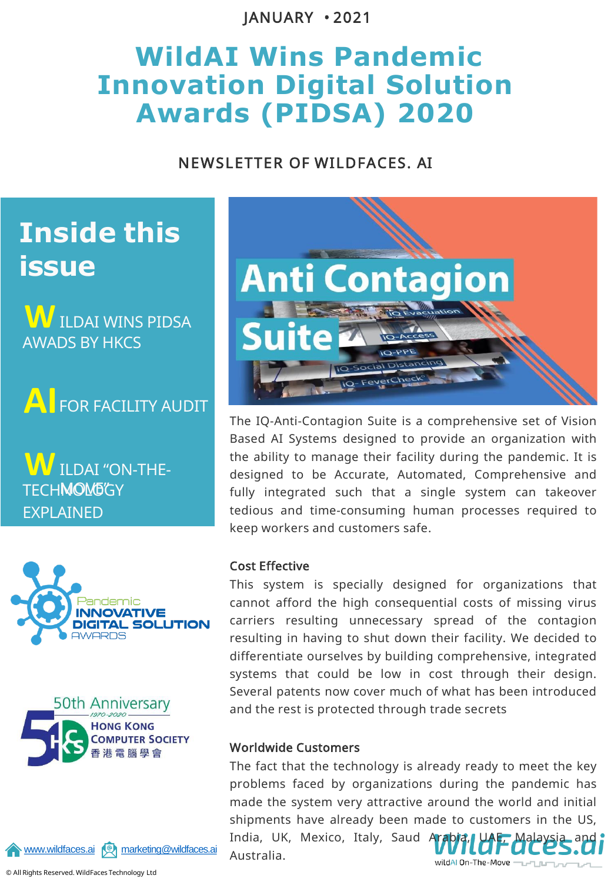JANUARY • 2021

# WildAI Wins Pandemic Innovation Digital Solution Awards (PIDSA) 2020

NEWSLETTER OF WILDFACES. AI

## Inside this issue

**W**ILDAI WINS PIDSA AWADS BY HKCS

**AI** FOR FACILITY AUDIT

**W**ILDAI "ON-THE-MOVE" TECHNOLOGY EXPLAINED

Pandemic INNOVATIVE DIGITAL SOLUTION AWARDS

50th Anniversary 1970-2020 HONG KONG COMPUTER SOCIETY 香港電腦學會

Anti Contagion Suite

The IQ-Anti-Contagion Suite is a comprehensive set of Vision Based AI Systems designed to provide an organization with the ability to manage their facility during the pandemic. It is designed to be Accurate, Automated, Comprehensive and fully integrated such that a single system can takeover tedious and time-consuming human processes required to keep workers and customers safe.

### Cost Effective

This system is specially designed for organizations that cannot afford the high consequential costs of missing virus carriers resulting unnecessary spread of the contagion resulting in having to shut down their facility. We decided to differentiate ourselves by building comprehensive, integrated systems that could be low in cost through their design. Several patents now cover much of what has been introduced and the rest is protected through trade secrets

### Worldwide Customers

The fact that the technology is already ready to meet the key problems faced by organizations during the pandemic has made the system very attractive around the world and initial shipments have already been made to customers in the US, India, UK, Mexico, Italy, Saudi Arabia, UAE, Malaysia and Australia.

www.wildfaces.ai marketing@wildfaces.ai

© All Rights Reserved. WildFaces Technology Ltd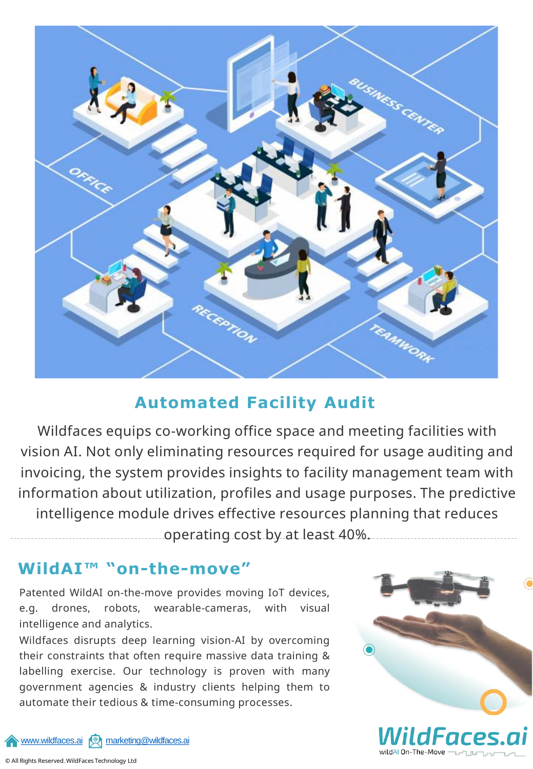## Automated Facility Audit

Wildfaces equips co-working office space and meeting facilities with vision AI. Not only eliminating resources required for usage auditing and invoicing, the system provides insights to facility management team with information about utilization, profiles and usage purposes. The predictive intelligence module drives effective resources planning that reduces operating cost by at least 40%.

## WildAI™ "on-the-move"

Patented WildAI on-the-move provides moving IoT devices, e.g. drones, robots, wearable-cameras, with visual intelligence and analytics.

Wildfaces disrupts deep learning vision-AI by overcoming their constraints that often require massive data training & labelling exercise. Our technology is proven with many government agencies & industry clients helping them to automate their tedious & time-consuming processes.

www.wildfaces.ai marketing@wildfaces.ai

WildFaces.ai

wildAI On-The-Move

© All Rights Reserved. WildFaces Technology Ltd